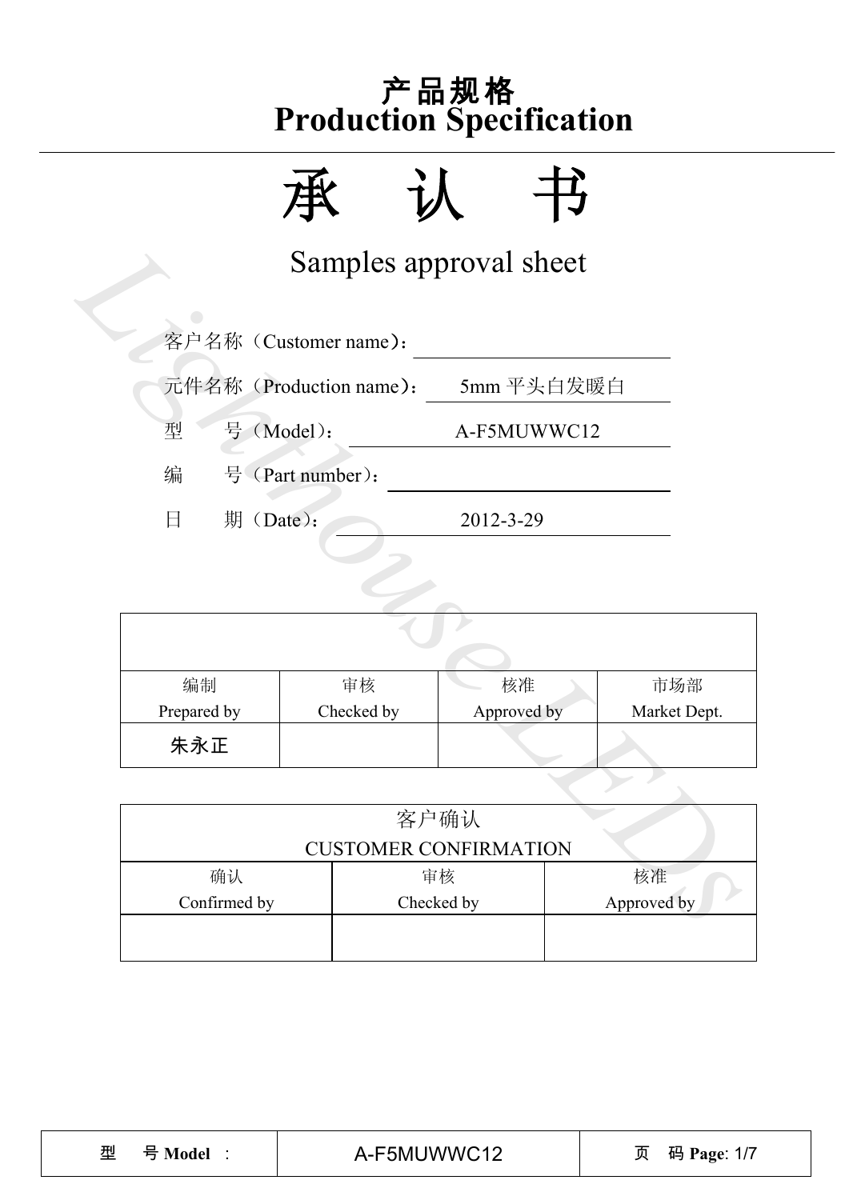# 产品规格
# Production Specification

# 承 认 书

## Samples approval sheet

客户名称（Customer name）：

元件名称（Production name）： 5mm 平头白发暖白

型 号（Model）： A-F5MUWWC12

编 号（Part number）：

日 期（Date）： 2012-3-29

| | | | |
|---|---|---|---|
| 编制<br>Prepared by | 审核<br>Checked by | 核准<br>Approved by | 市场部<br>Market Dept. |
| 朱永正 | | | |

| 客户确认<br>CUSTOMER CONFIRMATION | | |
|---|---|---|
| 确认<br>Confirmed by | 审核<br>Checked by | 核准<br>Approved by |
| | | |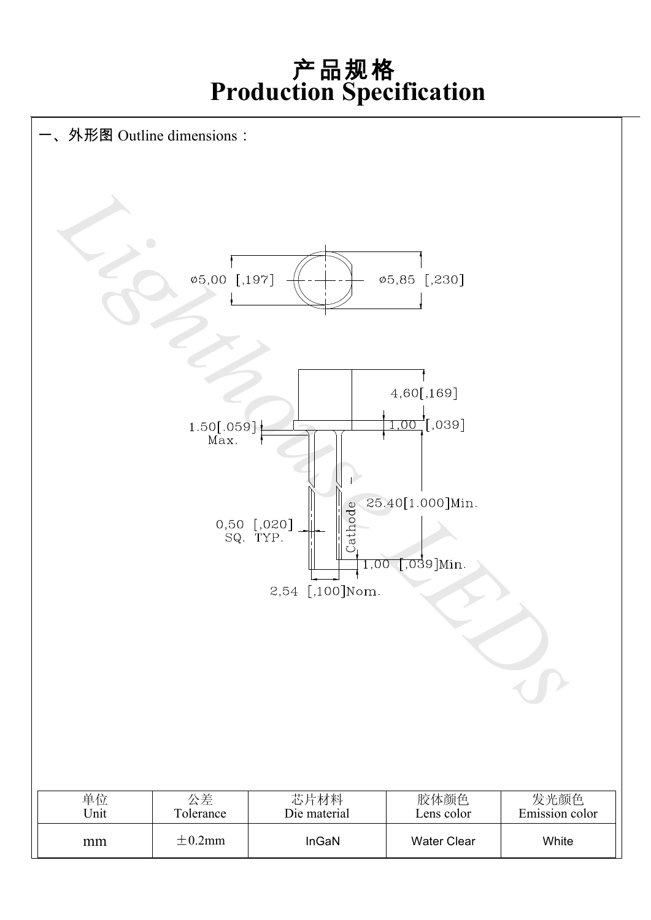# 产品规格
# Production Specification

一、外形图 Outline dimensions：

ø5,00 [,197]

ø5,85 [,230]

4,60[,169]

1.50[.059] Max.

1,00 [,039]

25.40[1.000]Min.

0,50 [,020] SQ. TYP.

Cathode

1,00 [,039]Min.

2,54 [,100]Nom.

| 单位<br>Unit | 公差<br>Tolerance | 芯片材料<br>Die material | 胶体颜色<br>Lens color | 发光颜色<br>Emission color |
|---|---|---|---|---|
| mm | ±0.2mm | InGaN | Water Clear | White |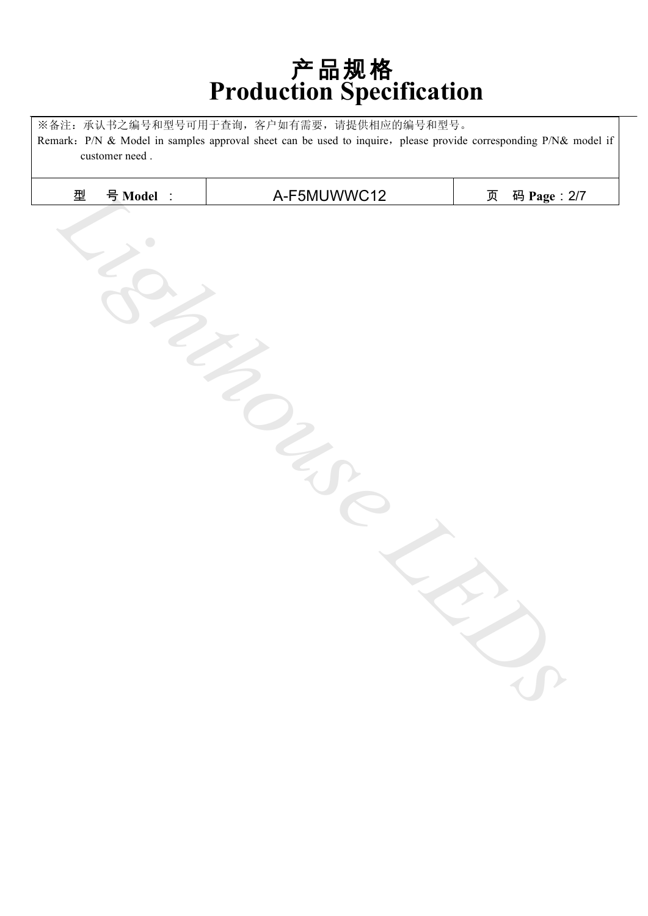# 产品规格
# Production Specification

| ※备注：承认书之编号和型号可用于查询，客户如有需要，请提供相应的编号和型号。<br>Remark：P/N & Model in samples approval sheet can be used to inquire，please provide corresponding P/N& model if customer need . | | |
|---|---|---|
| 型　号 **Model** ： | A-F5MUWWC12 | 页　码 **Page**：2/7 |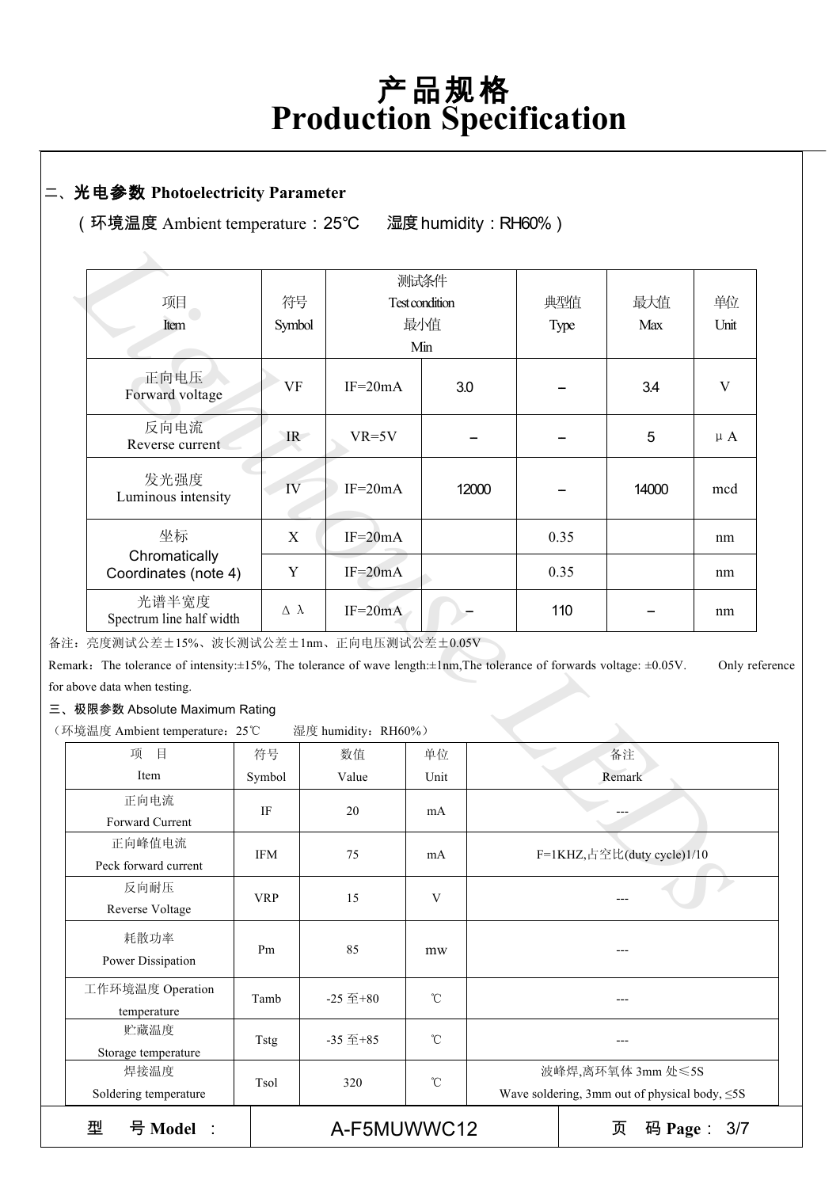# 产品规格
# Production Specification

## 二、光电参数 Photoelectricity Parameter

（环境温度 Ambient temperature：25℃　　湿度 humidity：RH60%）

| 项目 Item | 符号 Symbol | 测试条件 Test condition | 最小值 Min | 典型值 Type | 最大值 Max | 单位 Unit |
|---|---|---|---|---|---|---|
| 正向电压 Forward voltage | VF | IF=20mA | 3.0 | – | 3.4 | V |
| 反向电流 Reverse current | IR | VR=5V | – | – | 5 | μA |
| 发光强度 Luminous intensity | IV | IF=20mA | 12000 | – | 14000 | mcd |
| 坐标 Chromatically Coordinates (note 4) | X | IF=20mA | | 0.35 | | nm |
| | Y | IF=20mA | | 0.35 | | nm |
| 光谱半宽度 Spectrum line half width | Δ λ | IF=20mA | – | 110 | – | nm |

备注：亮度测试公差±15%、波长测试公差±1nm、正向电压测试公差±0.05V

Remark：The tolerance of intensity:±15%, The tolerance of wave length:±1nm,The tolerance of forwards voltage: ±0.05V.　　Only reference for above data when testing.

## 三、极限参数 Absolute Maximum Rating

（环境温度 Ambient temperature：25℃　　湿度 humidity：RH60%）

| 项　目 Item | 符号 Symbol | 数值 Value | 单位 Unit | 备注 Remark |
|---|---|---|---|---|
| 正向电流 Forward Current | IF | 20 | mA | --- |
| 正向峰值电流 Peck forward current | IFM | 75 | mA | F=1KHZ,占空比(duty cycle)1/10 |
| 反向耐压 Reverse Voltage | VRP | 15 | V | --- |
| 耗散功率 Power Dissipation | Pm | 85 | mw | --- |
| 工作环境温度 Operation temperature | Tamb | -25 至+80 | ℃ | --- |
| 贮藏温度 Storage temperature | Tstg | -35 至+85 | ℃ | --- |
| 焊接温度 Soldering temperature | Tsol | 320 | ℃ | 波峰焊,离环氧体 3mm 处≤5S Wave soldering, 3mm out of physical body, ≤5S |

型　号 Model ：A-F5MUWWC12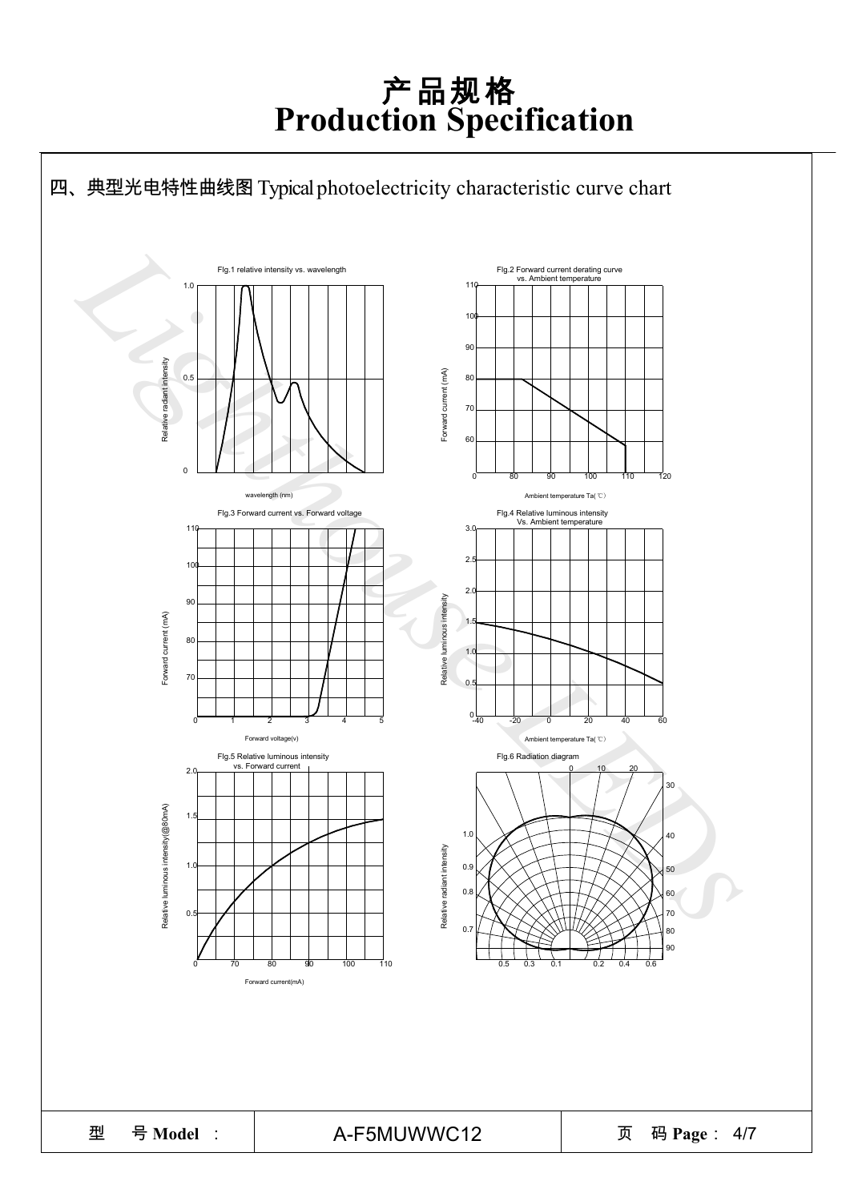# 产品规格
# Production Specification

## 四、典型光电特性曲线图 Typical photoelectricity characteristic curve chart

FIg.1 relative intensity vs. wavelength

FIg.2 Forward current derating curve vs. Ambient temperature

Fig.3 Forward current vs. Forward voltage

Fig.4 Relative luminous intensity Vs. Ambient temperature

Fig.5 Relative luminous intensity vs. Forward current

Fig.6 Radiation diagram

| 型 号 **Model** : | A-F5MUWWC12 | 页 码 **Page** : 4/7 |
| --- | --- | --- |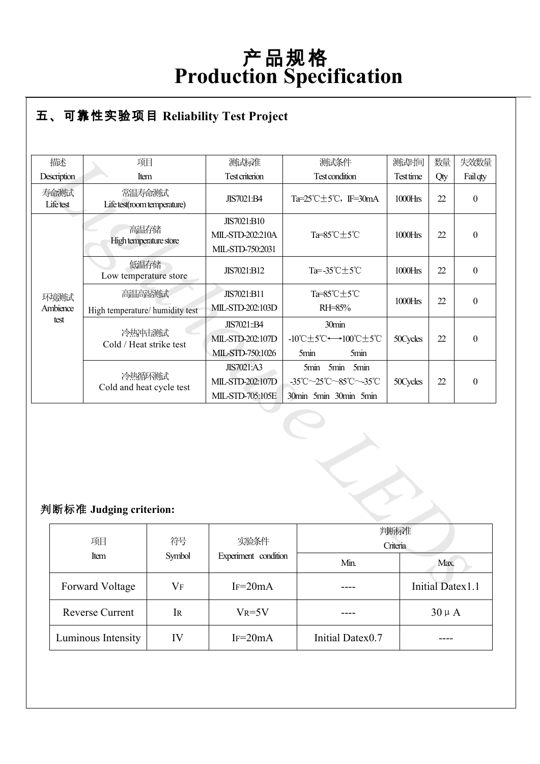# 产品规格
# Production Specification

## 五、可靠性实验项目 Reliability Test Project

| 描述 Description | 项目 Item | 测试标准 Test criterion | 测试条件 Test condition | 测试时间 Test time | 数量 Qty | 失效数量 Fail qty |
|---|---|---|---|---|---|---|
| 寿命测试 Life test | 常温寿命测试 Life test(room temperature) | JIS7021:B4 | Ta=25℃±5℃，IF=30mA | 1000Hrs | 22 | 0 |
| 环境测试 Ambience test | 高温存储 High temperature store | JIS7021:B10 MIL-STD-202:210A MIL-STD-750:2031 | Ta=85℃±5℃ | 1000Hrs | 22 | 0 |
| | 低温存储 Low temperature store | JIS7021:B12 | Ta=-35℃±5℃ | 1000Hrs | 22 | 0 |
| | 高温高湿测试 High temperature/ humidity test | JIS7021:B11 MIL-STD-202:103D | Ta=85℃±5℃ RH=85% | 1000Hrs | 22 | 0 |
| | 冷热冲击测试 Cold / Heat strike test | JIS7021::B4 MIL-STD-202:107D MIL-STD-750:1026 | 30min -10℃±5℃←→100℃±5℃ 5min 5min | 50Cycles | 22 | 0 |
| | 冷热循环测试 Cold and heat cycle test | JIS7021:A3 MIL-STD-202:107D MIL-STD-705:105E | 5min 5min 5min -35℃～25℃～85℃～-35℃ 30min 5min 30min 5min | 50Cycles | 22 | 0 |

### 判断标准 Judging criterion:

| 项目 Item | 符号 Symbol | 实验条件 Experiment condition | 判断标准 Criteria | |
|---|---|---|---|---|
| | | | Min. | Max. |
| Forward Voltage | $V_F$ | $I_F$=20mA | ---- | Initial Datex1.1 |
| Reverse Current | $I_R$ | $V_R$=5V | ---- | 30μA |
| Luminous Intensity | IV | $I_F$=20mA | Initial Datex0.7 | ---- |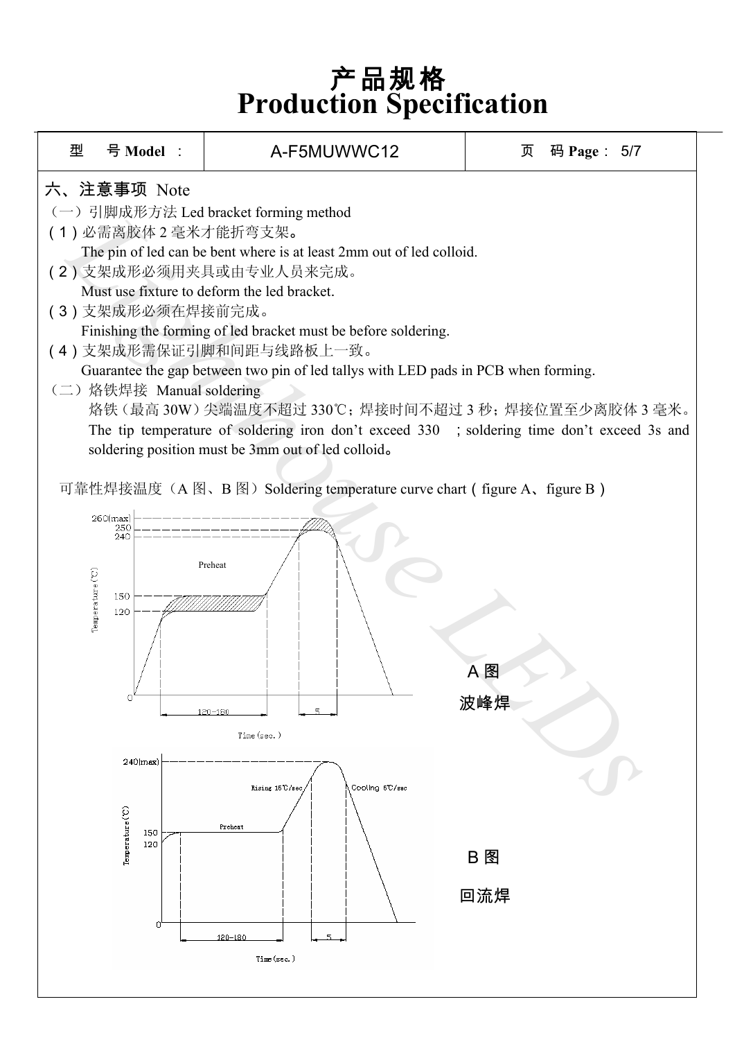# 产品规格
# Production Specification

| 型 号 Model ： | A-F5MUWWC12 | 页 码 Page： 5/7 |
|---|---|---|

## 六、注意事项 Note

（一）引脚成形方法 Led bracket forming method

(1) 必需离胶体 2 毫米才能折弯支架。
The pin of led can be bent where is at least 2mm out of led colloid.

(2) 支架成形必须用夹具或由专业人员来完成。
Must use fixture to deform the led bracket.

(3) 支架成形必须在焊接前完成。
Finishing the forming of led bracket must be before soldering.

(4) 支架成形需保证引脚和间距与线路板上一致。
Guarantee the gap between two pin of led tallys with LED pads in PCB when forming.

（二）烙铁焊接 Manual soldering

烙铁（最高 30W）尖端温度不超过 330℃；焊接时间不超过 3 秒；焊接位置至少离胶体 3 毫米。
The tip temperature of soldering iron don't exceed 330 ; soldering time don't exceed 3s and soldering position must be 3mm out of led colloid。

可靠性焊接温度（A 图、B 图）Soldering temperature curve chart（ figure A、figure B ）

A 图

波峰焊

B 图

回流焊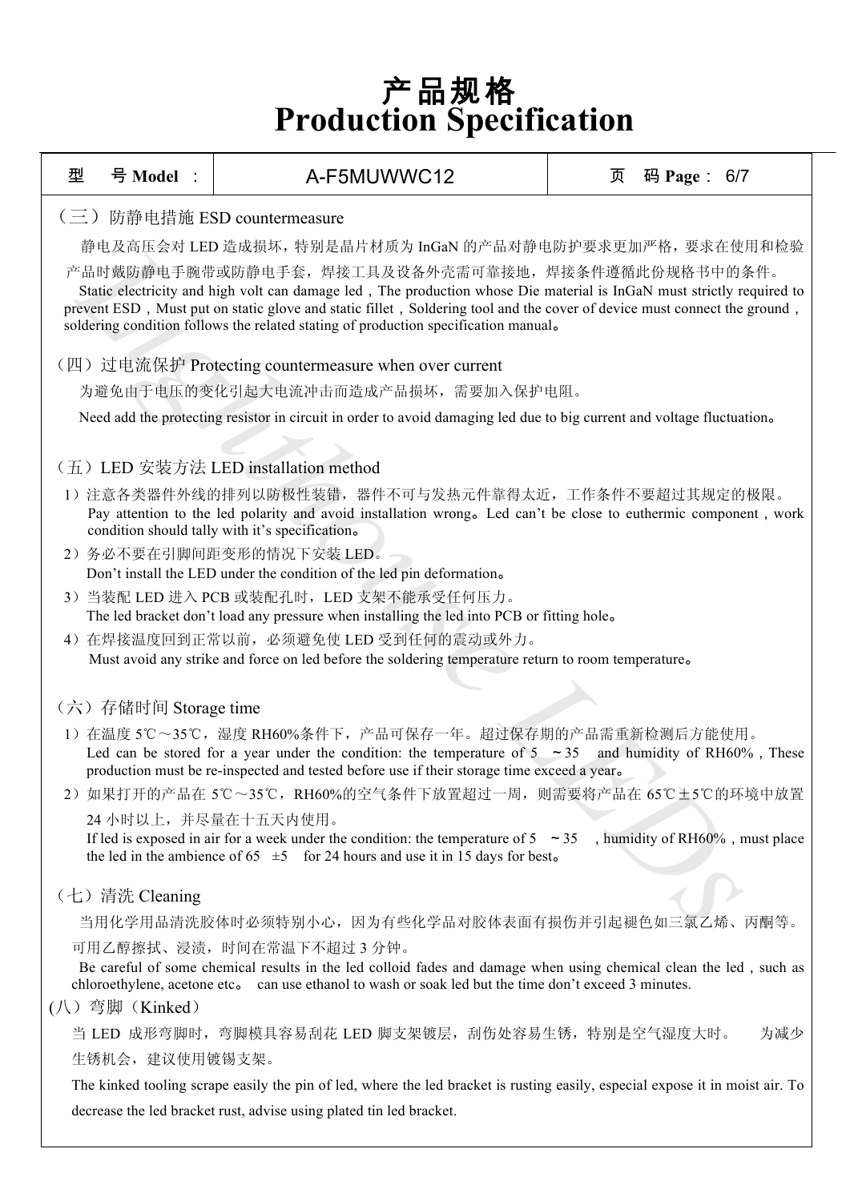// Production Specification //

# 产品规格

# Production Specification

| 型　号 Model : | A-F5MUWWC12 |
|---|---|

## （三）防静电措施 ESD countermeasure

静电及高压会对 LED 造成损坏，特别是晶片材质为 InGaN 的产品对静电防护要求更加严格，要求在使用和检验产品时戴防静电手腕带或防静电手套，焊接工具及设备外壳需可靠接地，焊接条件遵循此份规格书中的条件。

Static electricity and high volt can damage led , The production whose Die material is InGaN must strictly required to prevent ESD , Must put on static glove and static fillet , Soldering tool and the cover of device must connect the ground , soldering condition follows the related stating of production specification manual。

## （四）过电流保护 Protecting countermeasure when over current

为避免由于电压的变化引起大电流冲击而造成产品损坏，需要加入保护电阻。

Need add the protecting resistor in circuit in order to avoid damaging led due to big current and voltage fluctuation。

## （五）LED 安装方法 LED installation method

1）注意各类器件外线的排列以防极性装错，器件不可与发热元件靠得太近，工作条件不要超过其规定的极限。
Pay attention to the led polarity and avoid installation wrong。Led can't be close to euthermic component , work condition should tally with it's specification。

2）务必不要在引脚间距变形的情况下安装 LED。
Don't install the LED under the condition of the led pin deformation。

3）当装配 LED 进入 PCB 或装配孔时，LED 支架不能承受任何压力。
The led bracket don't load any pressure when installing the led into PCB or fitting hole。

4）在焊接温度回到正常以前，必须避免使 LED 受到任何的震动或外力。
Must avoid any strike and force on led before the soldering temperature return to room temperature。

## （六）存储时间 Storage time

1）在温度 5℃～35℃，湿度 RH60%条件下，产品可保存一年。超过保存期的产品需重新检测后方能使用。
Led can be stored for a year under the condition: the temperature of 5 ～35 and humidity of RH60% , These production must be re-inspected and tested before use if their storage time exceed a year。

2）如果打开的产品在 5℃～35℃，RH60%的空气条件下放置超过一周，则需要将产品在 65℃±5℃的环境中放置 24 小时以上，并尽量在十五天内使用。
If led is exposed in air for a week under the condition: the temperature of 5 ～35 , humidity of RH60% , must place the led in the ambience of 65 ±5 for 24 hours and use it in 15 days for best。

## （七）清洗 Cleaning

当用化学用品清洗胶体时必须特别小心，因为有些化学品对胶体表面有损伤并引起褪色如三氯乙烯、丙酮等。可用乙醇擦拭、浸渍，时间在常温下不超过 3 分钟。

Be careful of some chemical results in the led colloid fades and damage when using chemical clean the led , such as chloroethylene, acetone etc。 can use ethanol to wash or soak led but the time don't exceed 3 minutes.

## (八）弯脚（Kinked）

当 LED 成形弯脚时，弯脚模具容易刮花 LED 脚支架镀层，刮伤处容易生锈，特别是空气湿度大时。 为减少生锈机会，建议使用镀锡支架。

The kinked tooling scrape easily the pin of led, where the led bracket is rusting easily, especial expose it in moist air. To decrease the led bracket rust, advise using plated tin led bracket.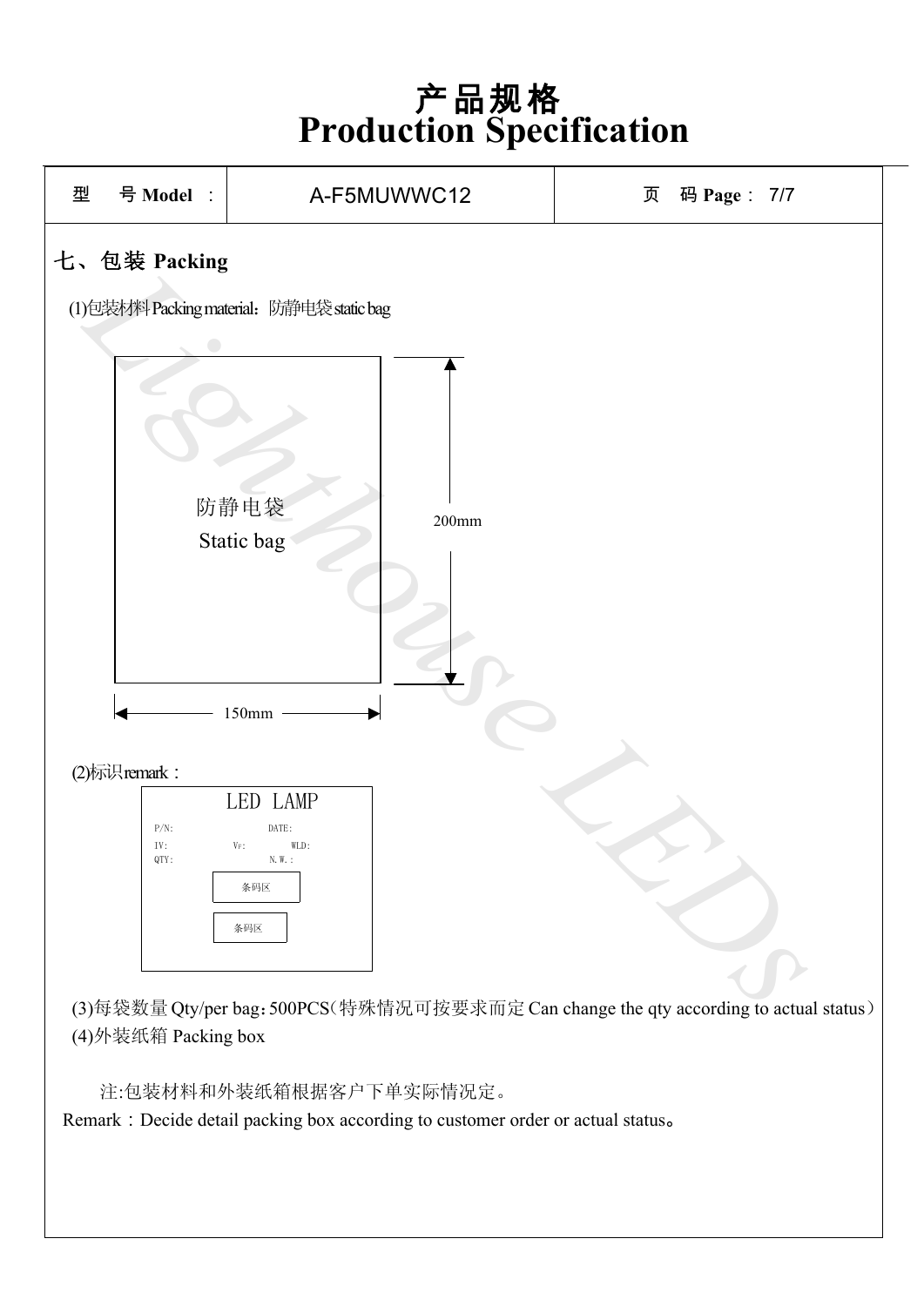# 产品规格
# Production Specification

| 型　号 Model ： | A-F5MUWWC12 | 页　码 Page： 7/7 |
| --- | --- | --- |

## 七、包装 Packing

(1)包装材料Packing material：防静电袋static bag

防静电袋
Static bag

200mm

150mm

(2)标识remark：

LED LAMP

P/N: DATE:
IV: VF: WLD:
QTY: N.W.:

条码区

条码区

(3)每袋数量Qty/per bag：500PCS（特殊情况可按要求而定Can change the qty according to actual status）

(4)外装纸箱 Packing box

注:包装材料和外装纸箱根据客户下单实际情况定。

Remark：Decide detail packing box according to customer order or actual status。